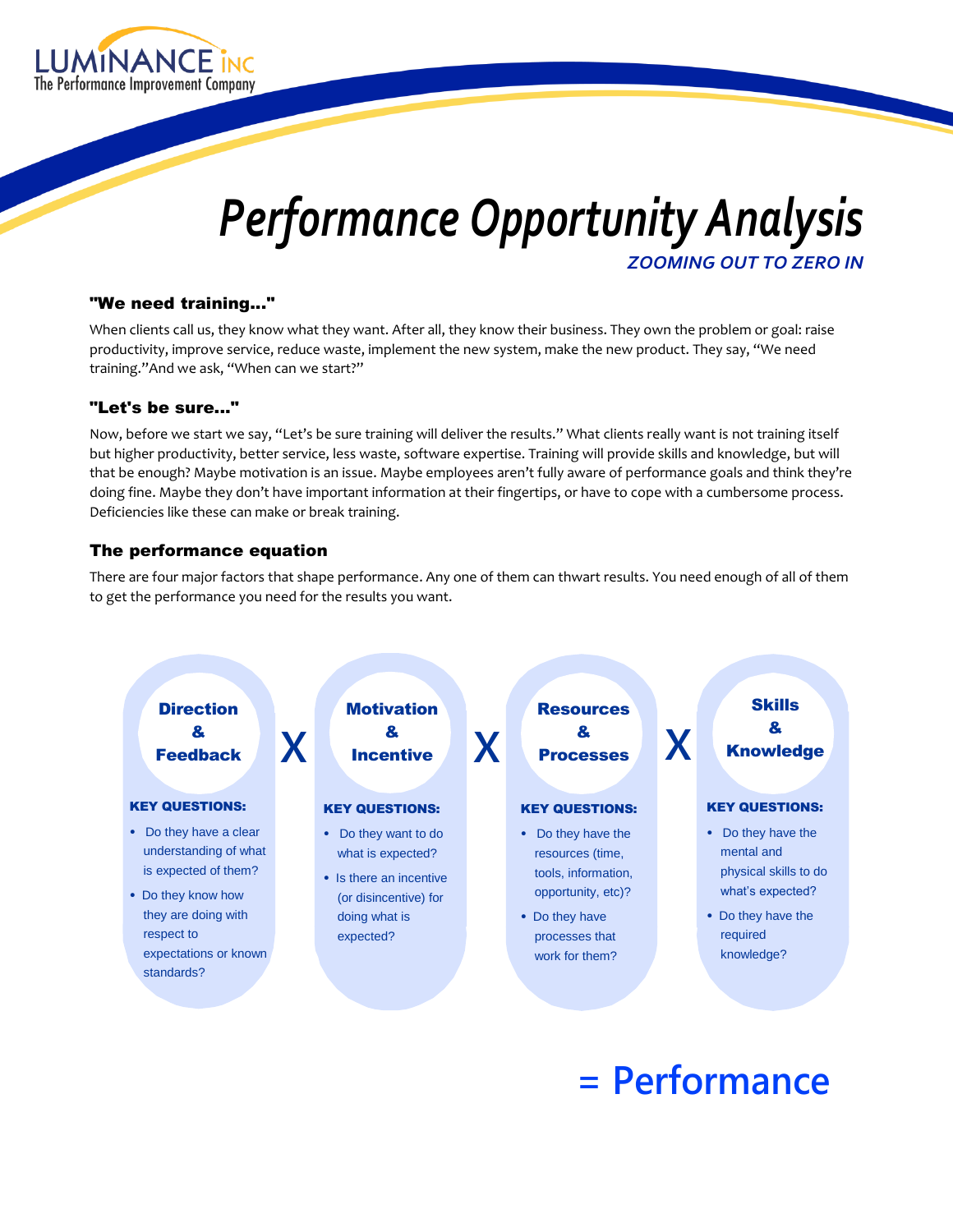LUMINANCE INC
The Performance Improvement Company

# Performance Opportunity Analysis

*ZOOMING OUT TO ZERO IN*

### "We need training..."

When clients call us, they know what they want. After all, they know their business. They own the problem or goal: raise productivity, improve service, reduce waste, implement the new system, make the new product. They say, “We need training.”And we ask, “When can we start?”

### "Let's be sure..."

Now, before we start we say, “Let’s be sure training will deliver the results.” What clients really want is not training itself but higher productivity, better service, less waste, software expertise. Training will provide skills and knowledge, but will that be enough? Maybe motivation is an issue. Maybe employees aren’t fully aware of performance goals and think they’re doing fine. Maybe they don’t have important information at their fingertips, or have to cope with a cumbersome process. Deficiencies like these can make or break training.

### The performance equation

There are four major factors that shape performance. Any one of them can thwart results. You need enough of all of them to get the performance you need for the results you want.

**Direction & Feedback**

KEY QUESTIONS:

- Do they have a clear understanding of what is expected of them?
- Do they know how they are doing with respect to expectations or known standards?

**X**

**Motivation & Incentive**

KEY QUESTIONS:

- Do they want to do what is expected?
- Is there an incentive (or disincentive) for doing what is expected?

**X**

**Resources & Processes**

KEY QUESTIONS:

- Do they have the resources (time, tools, information, opportunity, etc)?
- Do they have processes that work for them?

**X**

**Skills & Knowledge**

KEY QUESTIONS:

- Do they have the mental and physical skills to do what’s expected?
- Do they have the required knowledge?

**= Performance**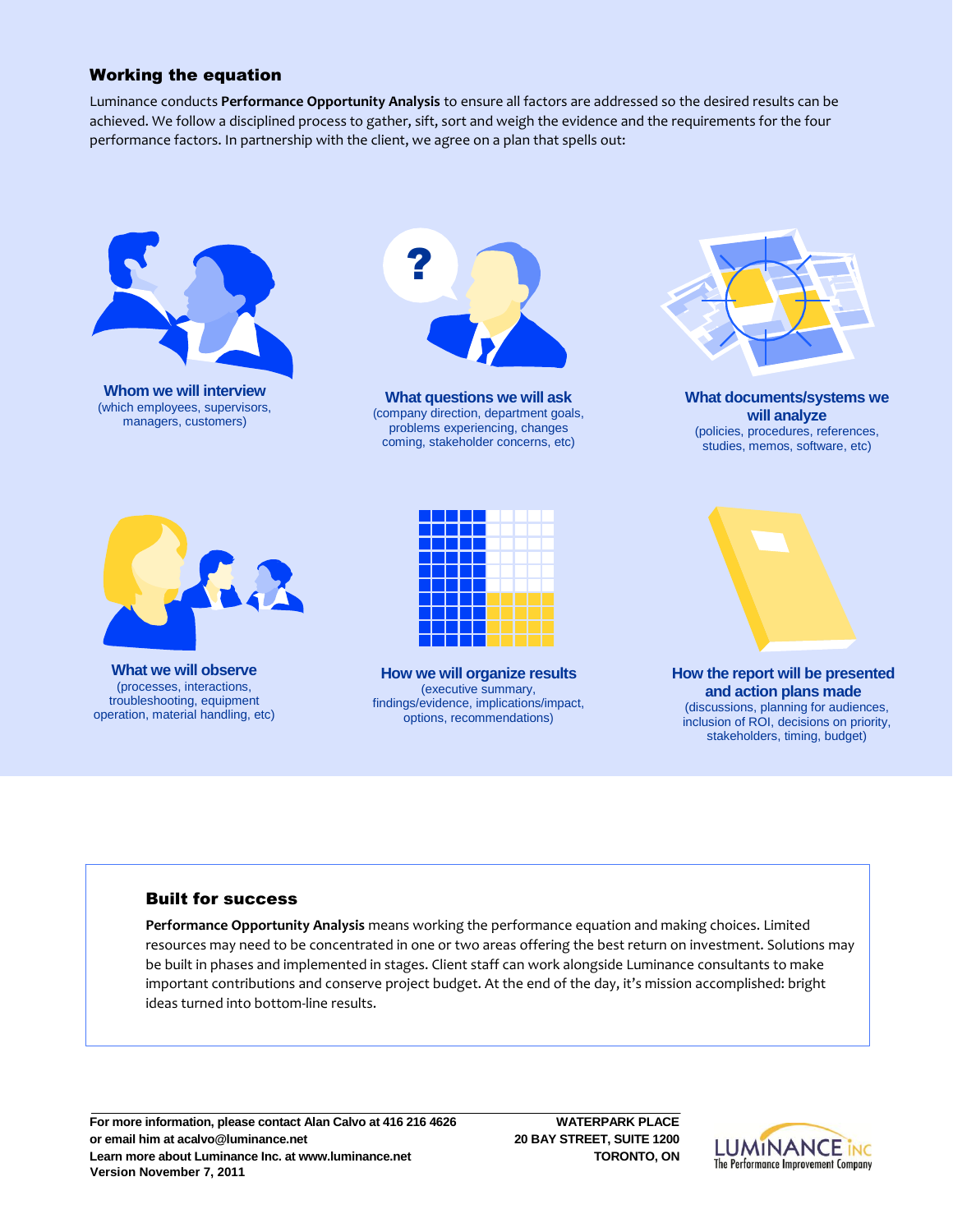## Working the equation

Luminance conducts **Performance Opportunity Analysis** to ensure all factors are addressed so the desired results can be achieved. We follow a disciplined process to gather, sift, sort and weigh the evidence and the requirements for the four performance factors. In partnership with the client, we agree on a plan that spells out:

**Whom we will interview**
(which employees, supervisors, managers, customers)

**What questions we will ask**
(company direction, department goals, problems experiencing, changes coming, stakeholder concerns, etc)

**What documents/systems we will analyze**
(policies, procedures, references, studies, memos, software, etc)

**What we will observe**
(processes, interactions, troubleshooting, equipment operation, material handling, etc)

**How we will organize results**
(executive summary, findings/evidence, implications/impact, options, recommendations)

**How the report will be presented and action plans made**
(discussions, planning for audiences, inclusion of ROI, decisions on priority, stakeholders, timing, budget)

## Built for success

**Performance Opportunity Analysis** means working the performance equation and making choices. Limited resources may need to be concentrated in one or two areas offering the best return on investment. Solutions may be built in phases and implemented in stages. Client staff can work alongside Luminance consultants to make important contributions and conserve project budget. At the end of the day, it's mission accomplished: bright ideas turned into bottom-line results.

**For more information, please contact Alan Calvo at 416 216 4626**
**or email him at acalvo@luminance.net**
**Learn more about Luminance Inc. at www.luminance.net**
**Version November 7, 2011**

**WATERPARK PLACE**
**20 BAY STREET, SUITE 1200**
**TORONTO, ON**

LUMINANCE INC
The Performance Improvement Company